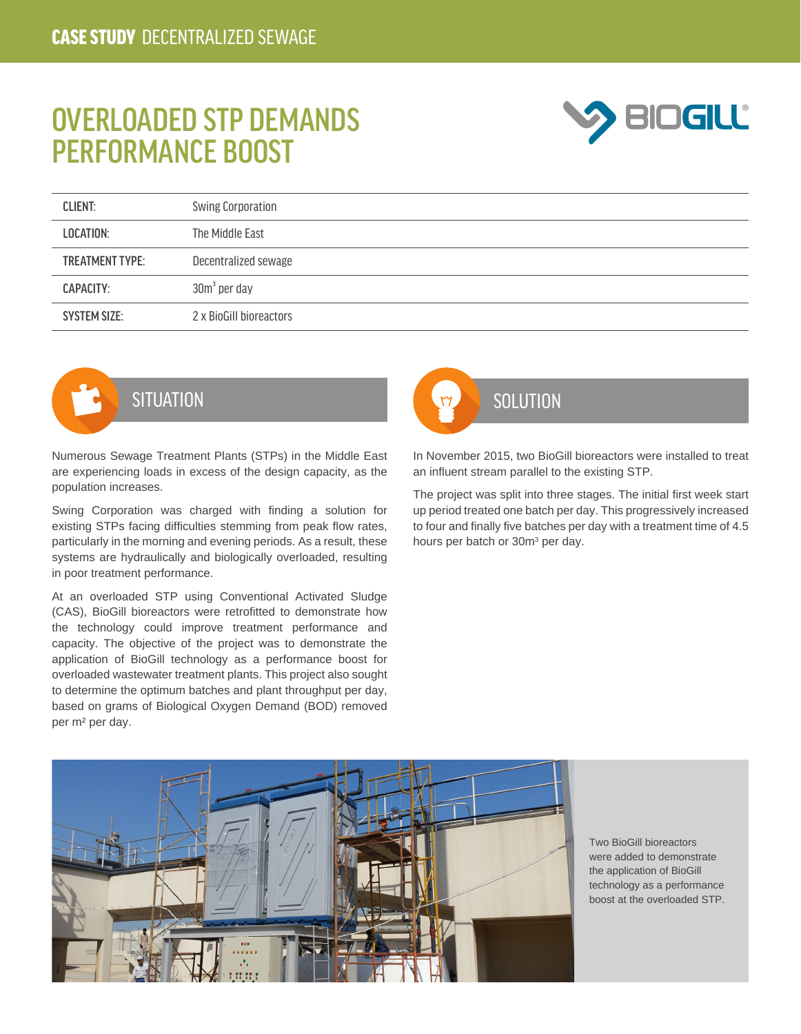CASE STUDY DECENTRALIZED SEWAGE

# OVERLOADED STP DEMANDS PERFORMANCE BOOST

| | |
|---|---|
| CLIENT: | Swing Corporation |
| LOCATION: | The Middle East |
| TREATMENT TYPE: | Decentralized sewage |
| CAPACITY: | $30m^3$ per day |
| SYSTEM SIZE: | 2 x BioGill bioreactors |

## SITUATION

Numerous Sewage Treatment Plants (STPs) in the Middle East are experiencing loads in excess of the design capacity, as the population increases.

Swing Corporation was charged with finding a solution for existing STPs facing difficulties stemming from peak flow rates, particularly in the morning and evening periods. As a result, these systems are hydraulically and biologically overloaded, resulting in poor treatment performance.

At an overloaded STP using Conventional Activated Sludge (CAS), BioGill bioreactors were retrofitted to demonstrate how the technology could improve treatment performance and capacity. The objective of the project was to demonstrate the application of BioGill technology as a performance boost for overloaded wastewater treatment plants. This project also sought to determine the optimum batches and plant throughput per day, based on grams of Biological Oxygen Demand (BOD) removed per $m^2$ per day.

## SOLUTION

In November 2015, two BioGill bioreactors were installed to treat an influent stream parallel to the existing STP.

The project was split into three stages. The initial first week start up period treated one batch per day. This progressively increased to four and finally five batches per day with a treatment time of 4.5 hours per batch or $30m^3$ per day.

Two BioGill bioreactors were added to demonstrate the application of BioGill technology as a performance boost at the overloaded STP.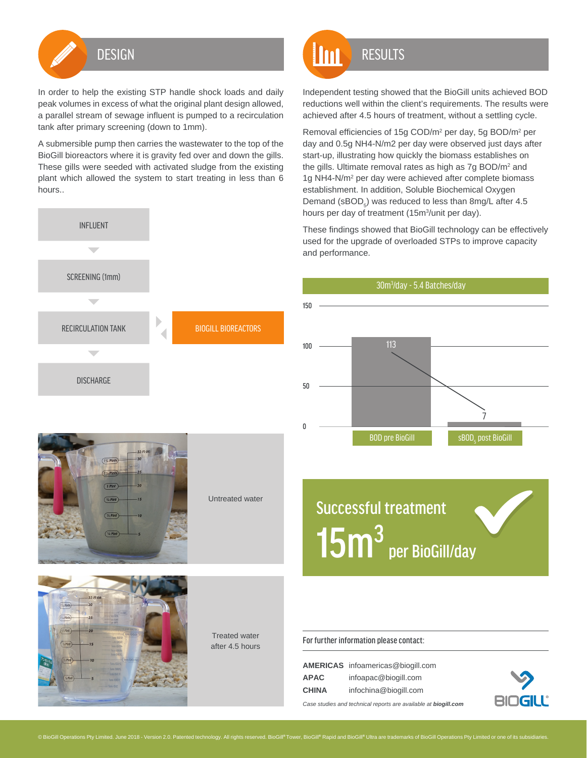## DESIGN

In order to help the existing STP handle shock loads and daily peak volumes in excess of what the original plant design allowed, a parallel stream of sewage influent is pumped to a recirculation tank after primary screening (down to 1mm).

A submersible pump then carries the wastewater to the top of the BioGill bioreactors where it is gravity fed over and down the gills. These gills were seeded with activated sludge from the existing plant which allowed the system to start treating in less than 6 hours..

INFLUENT

SCREENING (1mm)

RECIRCULATION TANK

BIOGILL BIOREACTORS

DISCHARGE

Untreated water

Treated water after 4.5 hours

## RESULTS

Independent testing showed that the BioGill units achieved BOD reductions well within the client's requirements. The results were achieved after 4.5 hours of treatment, without a settling cycle.

Removal efficiencies of 15g COD/m$^2$ per day, 5g BOD/m$^2$ per day and 0.5g NH4-N/m2 per day were observed just days after start-up, illustrating how quickly the biomass establishes on the gills. Ultimate removal rates as high as 7g BOD/m$^2$ and 1g NH4-N/m$^2$ per day were achieved after complete biomass establishment. In addition, Soluble Biochemical Oxygen Demand (sBOD$_5$) was reduced to less than 8mg/L after 4.5 hours per day of treatment (15m$^3$/unit per day).

These findings showed that BioGill technology can be effectively used for the upgrade of overloaded STPs to improve capacity and performance.

30m$^3$/day - 5.4 Batches/day

150
100
50
0

113

7

BOD pre BioGill

sBOD$_5$ post BioGill

**Successful treatment**

**15m$^3$ per BioGill/day**

For further information please contact:

**AMERICAS** infoamericas@biogill.com
**APAC** infoapac@biogill.com
**CHINA** infochina@biogill.com

*Case studies and technical reports are available at* ***biogill.com***

BIOGILL®

© BioGill Operations Pty Limited. June 2018 - Version 2.0. Patented technology. All rights reserved. BioGill® Tower, BioGill® Rapid and BioGill® Ultra are trademarks of BioGill Operations Pty Limited or one of its subsidiaries.